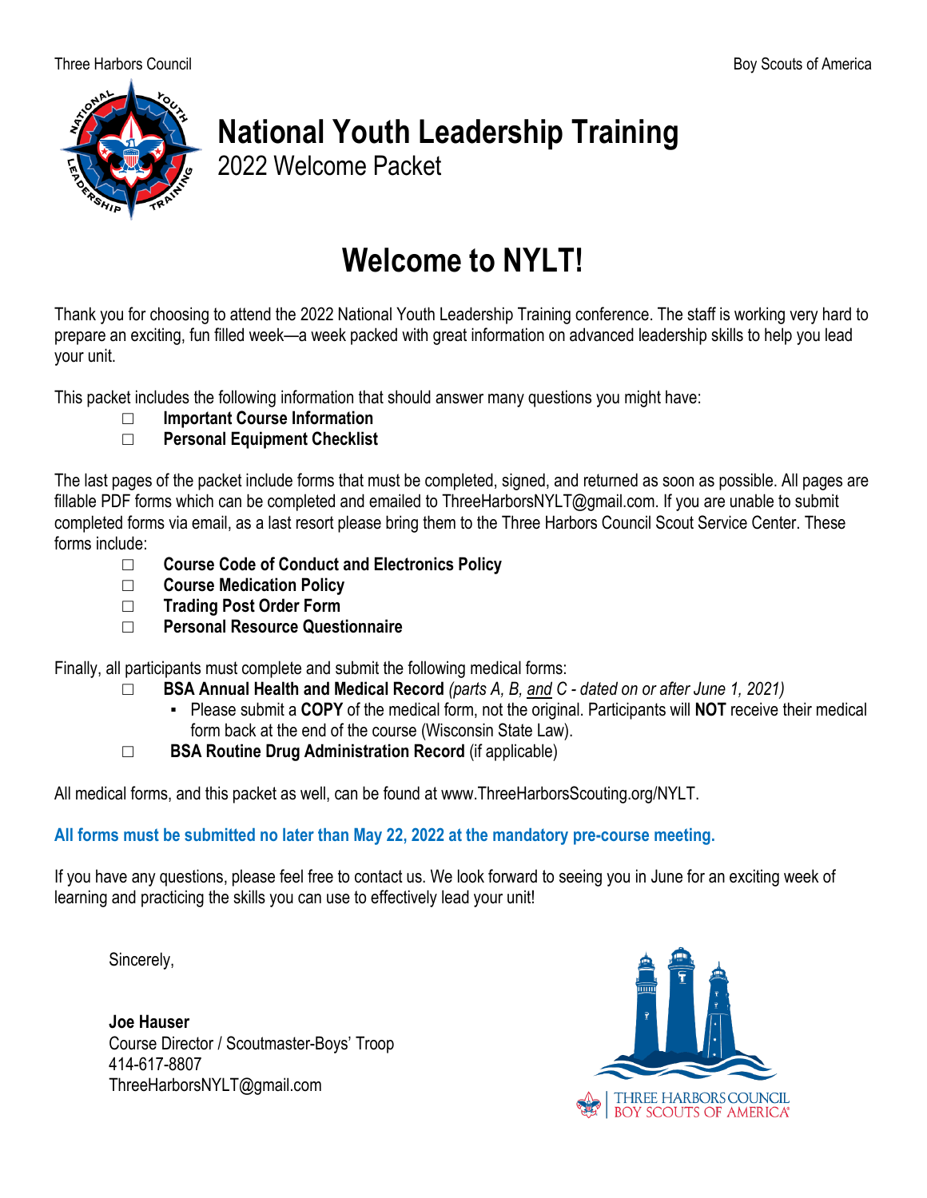Three Harbors Council Boy Scouts of America

# National Youth Leadership Training

2022 Welcome Packet

# Welcome to NYLT!

Thank you for choosing to attend the 2022 National Youth Leadership Training conference. The staff is working very hard to prepare an exciting, fun filled week—a week packed with great information on advanced leadership skills to help you lead your unit.

This packet includes the following information that should answer many questions you might have:

- ☐ **Important Course Information**
- ☐ **Personal Equipment Checklist**

The last pages of the packet include forms that must be completed, signed, and returned as soon as possible. All pages are fillable PDF forms which can be completed and emailed to ThreeHarborsNYLT@gmail.com. If you are unable to submit completed forms via email, as a last resort please bring them to the Three Harbors Council Scout Service Center. These forms include:

- ☐ **Course Code of Conduct and Electronics Policy**
- ☐ **Course Medication Policy**
- ☐ **Trading Post Order Form**
- ☐ **Personal Resource Questionnaire**

Finally, all participants must complete and submit the following medical forms:

- ☐ **BSA Annual Health and Medical Record** *(parts A, B, and C - dated on or after June 1, 2021)*
  - Please submit a **COPY** of the medical form, not the original. Participants will **NOT** receive their medical form back at the end of the course (Wisconsin State Law).
- ☐ **BSA Routine Drug Administration Record** (if applicable)

All medical forms, and this packet as well, can be found at www.ThreeHarborsScouting.org/NYLT.

**All forms must be submitted no later than May 22, 2022 at the mandatory pre-course meeting.**

If you have any questions, please feel free to contact us. We look forward to seeing you in June for an exciting week of learning and practicing the skills you can use to effectively lead your unit!

Sincerely,

**Joe Hauser**
Course Director / Scoutmaster-Boys' Troop
414-617-8807
ThreeHarborsNYLT@gmail.com

THREE HARBORS COUNCIL
BOY SCOUTS OF AMERICA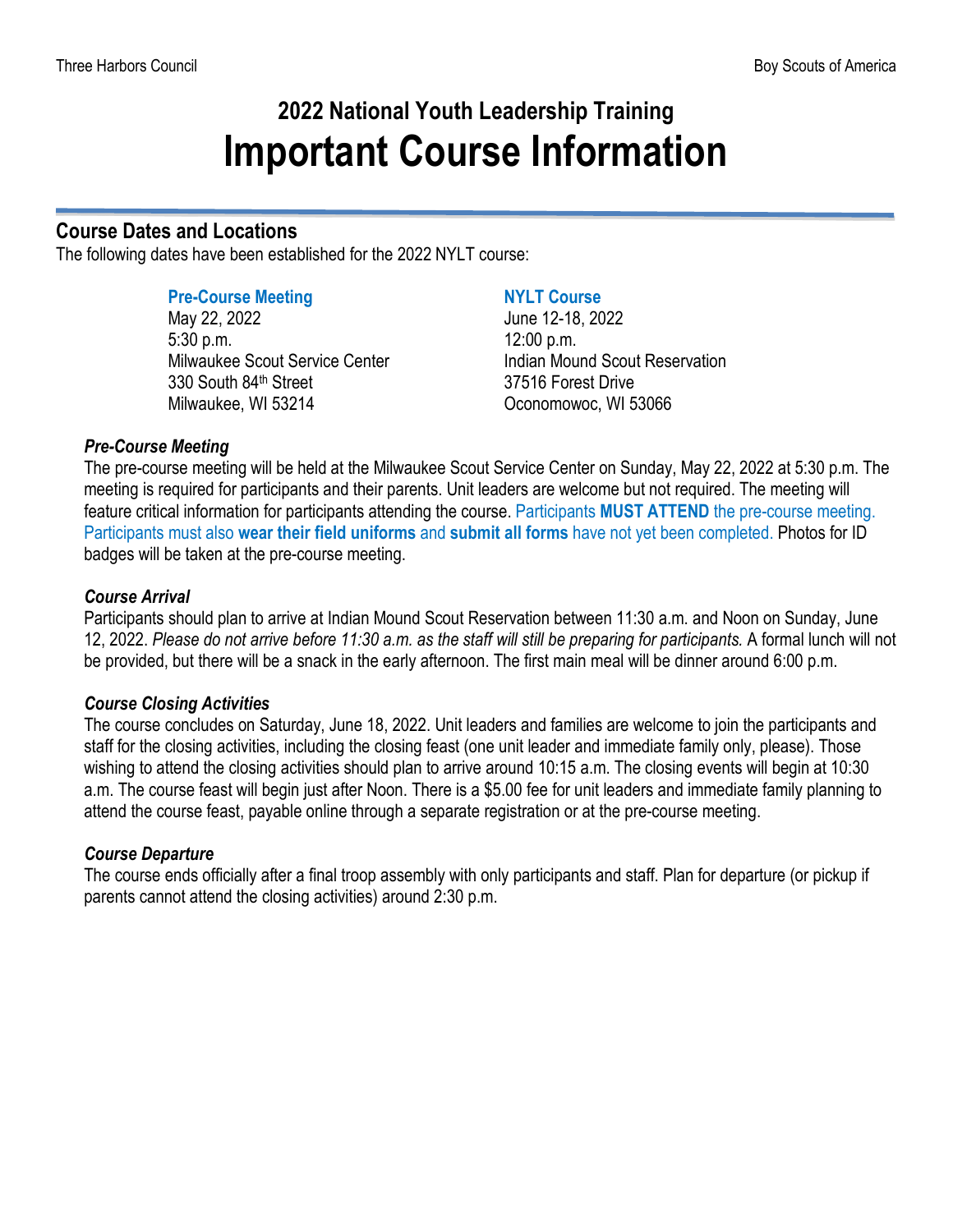# 2022 National Youth Leadership Training
# Important Course Information

## Course Dates and Locations

The following dates have been established for the 2022 NYLT course:

**Pre-Course Meeting**
May 22, 2022
5:30 p.m.
Milwaukee Scout Service Center
330 South 84th Street
Milwaukee, WI 53214

**NYLT Course**
June 12-18, 2022
12:00 p.m.
Indian Mound Scout Reservation
37516 Forest Drive
Oconomowoc, WI 53066

### *Pre-Course Meeting*

The pre-course meeting will be held at the Milwaukee Scout Service Center on Sunday, May 22, 2022 at 5:30 p.m. The meeting is required for participants and their parents. Unit leaders are welcome but not required. The meeting will feature critical information for participants attending the course. Participants **MUST ATTEND** the pre-course meeting. Participants must also **wear their field uniforms** and **submit all forms** have not yet been completed. Photos for ID badges will be taken at the pre-course meeting.

### *Course Arrival*

Participants should plan to arrive at Indian Mound Scout Reservation between 11:30 a.m. and Noon on Sunday, June 12, 2022. *Please do not arrive before 11:30 a.m. as the staff will still be preparing for participants.* A formal lunch will not be provided, but there will be a snack in the early afternoon. The first main meal will be dinner around 6:00 p.m.

### *Course Closing Activities*

The course concludes on Saturday, June 18, 2022. Unit leaders and families are welcome to join the participants and staff for the closing activities, including the closing feast (one unit leader and immediate family only, please). Those wishing to attend the closing activities should plan to arrive around 10:15 a.m. The closing events will begin at 10:30 a.m. The course feast will begin just after Noon. There is a $5.00 fee for unit leaders and immediate family planning to attend the course feast, payable online through a separate registration or at the pre-course meeting.

### *Course Departure*

The course ends officially after a final troop assembly with only participants and staff. Plan for departure (or pickup if parents cannot attend the closing activities) around 2:30 p.m.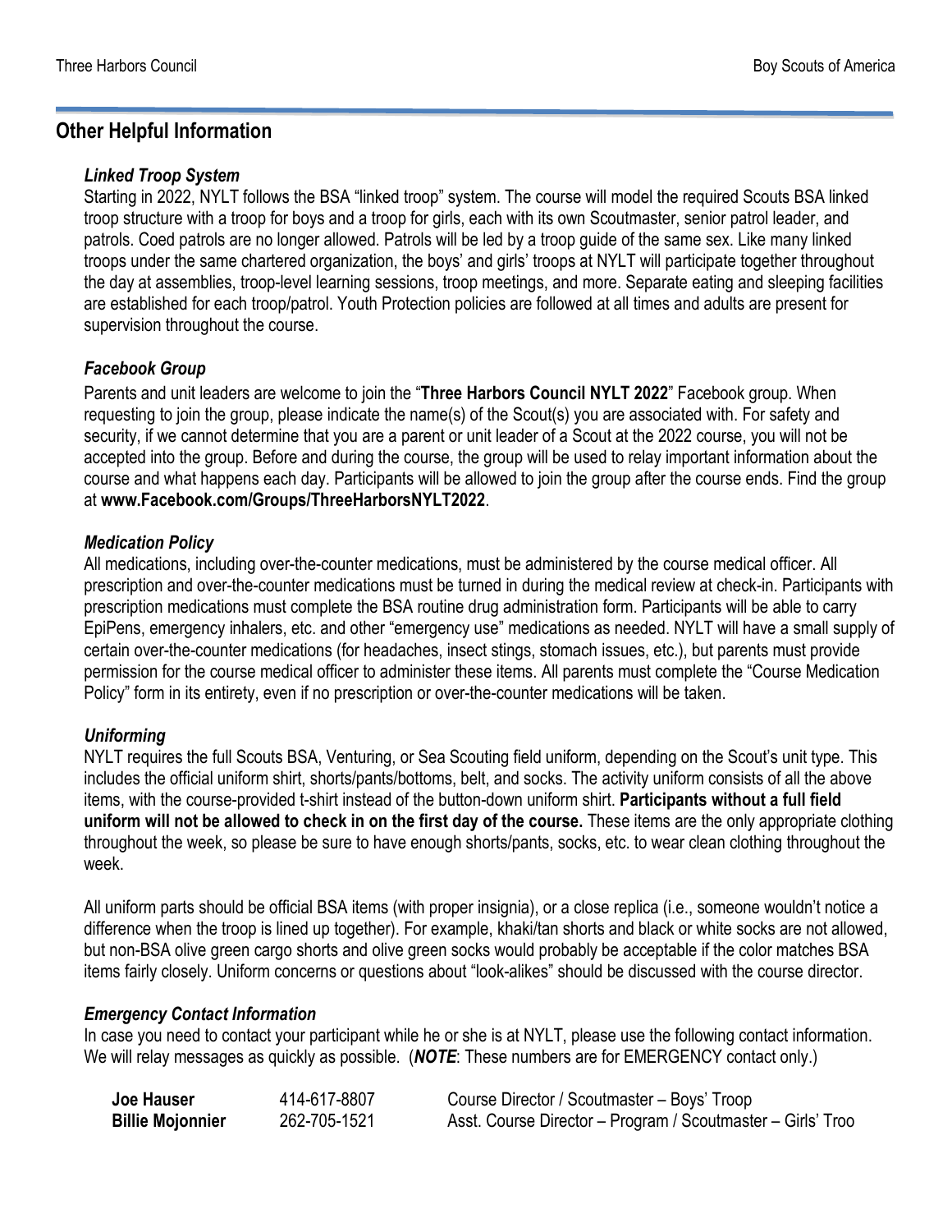## Other Helpful Information

### *Linked Troop System*

Starting in 2022, NYLT follows the BSA "linked troop" system. The course will model the required Scouts BSA linked troop structure with a troop for boys and a troop for girls, each with its own Scoutmaster, senior patrol leader, and patrols. Coed patrols are no longer allowed. Patrols will be led by a troop guide of the same sex. Like many linked troops under the same chartered organization, the boys' and girls' troops at NYLT will participate together throughout the day at assemblies, troop-level learning sessions, troop meetings, and more. Separate eating and sleeping facilities are established for each troop/patrol. Youth Protection policies are followed at all times and adults are present for supervision throughout the course.

### *Facebook Group*

Parents and unit leaders are welcome to join the "**Three Harbors Council NYLT 2022**" Facebook group. When requesting to join the group, please indicate the name(s) of the Scout(s) you are associated with. For safety and security, if we cannot determine that you are a parent or unit leader of a Scout at the 2022 course, you will not be accepted into the group. Before and during the course, the group will be used to relay important information about the course and what happens each day. Participants will be allowed to join the group after the course ends. Find the group at **www.Facebook.com/Groups/ThreeHarborsNYLT2022**.

### *Medication Policy*

All medications, including over-the-counter medications, must be administered by the course medical officer. All prescription and over-the-counter medications must be turned in during the medical review at check-in. Participants with prescription medications must complete the BSA routine drug administration form. Participants will be able to carry EpiPens, emergency inhalers, etc. and other "emergency use" medications as needed. NYLT will have a small supply of certain over-the-counter medications (for headaches, insect stings, stomach issues, etc.), but parents must provide permission for the course medical officer to administer these items. All parents must complete the "Course Medication Policy" form in its entirety, even if no prescription or over-the-counter medications will be taken.

### *Uniforming*

NYLT requires the full Scouts BSA, Venturing, or Sea Scouting field uniform, depending on the Scout's unit type. This includes the official uniform shirt, shorts/pants/bottoms, belt, and socks. The activity uniform consists of all the above items, with the course-provided t-shirt instead of the button-down uniform shirt. **Participants without a full field uniform will not be allowed to check in on the first day of the course.** These items are the only appropriate clothing throughout the week, so please be sure to have enough shorts/pants, socks, etc. to wear clean clothing throughout the week.

All uniform parts should be official BSA items (with proper insignia), or a close replica (i.e., someone wouldn't notice a difference when the troop is lined up together). For example, khaki/tan shorts and black or white socks are not allowed, but non-BSA olive green cargo shorts and olive green socks would probably be acceptable if the color matches BSA items fairly closely. Uniform concerns or questions about "look-alikes" should be discussed with the course director.

### *Emergency Contact Information*

In case you need to contact your participant while he or she is at NYLT, please use the following contact information. We will relay messages as quickly as possible. (***NOTE***: These numbers are for EMERGENCY contact only.)

| | | |
|---|---|---|
| **Joe Hauser** | 414-617-8807 | Course Director / Scoutmaster – Boys' Troop |
| **Billie Mojonnier** | 262-705-1521 | Asst. Course Director – Program / Scoutmaster – Girls' Troo |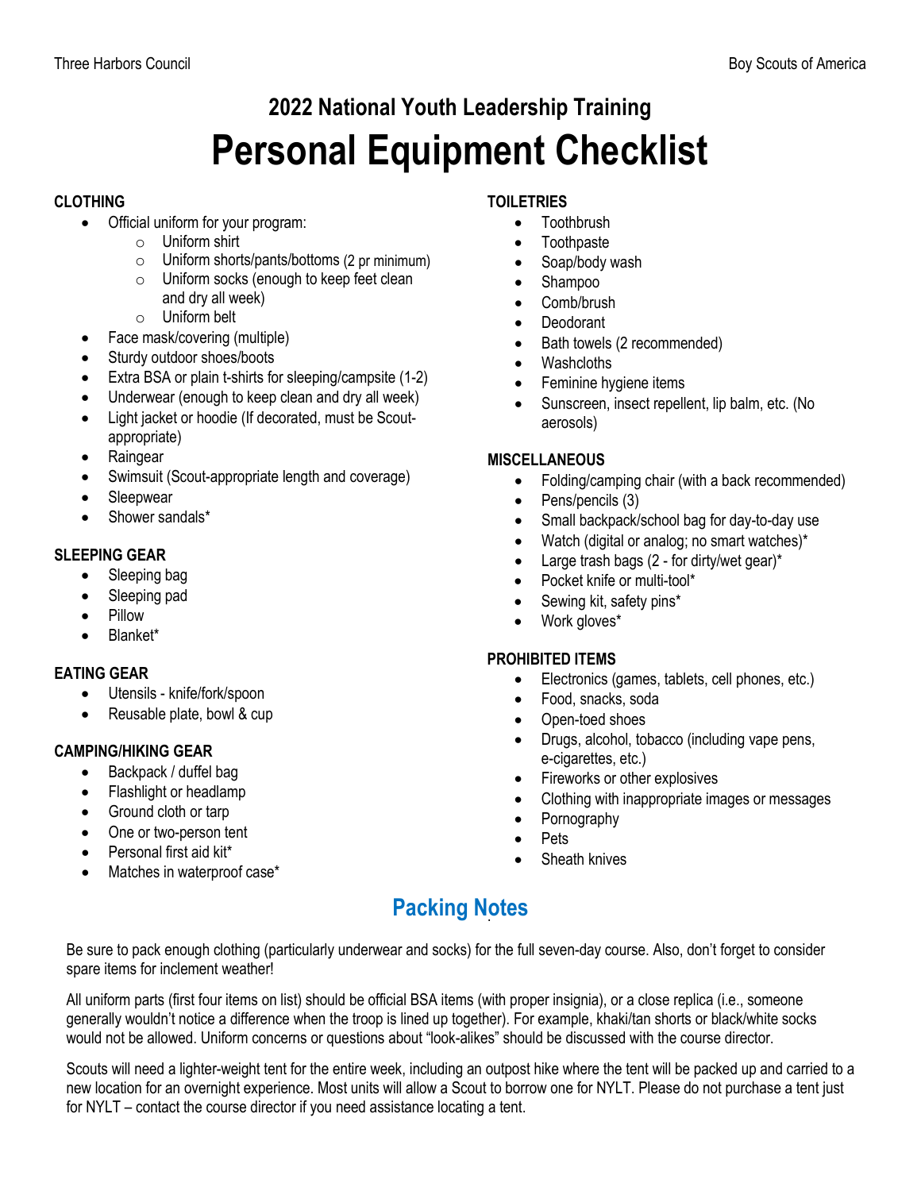# 2022 National Youth Leadership Training

# Personal Equipment Checklist

**CLOTHING**

- Official uniform for your program:
  - Uniform shirt
  - Uniform shorts/pants/bottoms (2 pr minimum)
  - Uniform socks (enough to keep feet clean and dry all week)
  - Uniform belt
- Face mask/covering (multiple)
- Sturdy outdoor shoes/boots
- Extra BSA or plain t-shirts for sleeping/campsite (1-2)
- Underwear (enough to keep clean and dry all week)
- Light jacket or hoodie (If decorated, must be Scout-appropriate)
- Raingear
- Swimsuit (Scout-appropriate length and coverage)
- Sleepwear
- Shower sandals*

**SLEEPING GEAR**

- Sleeping bag
- Sleeping pad
- Pillow
- Blanket*

**EATING GEAR**

- Utensils - knife/fork/spoon
- Reusable plate, bowl & cup

**CAMPING/HIKING GEAR**

- Backpack / duffel bag
- Flashlight or headlamp
- Ground cloth or tarp
- One or two-person tent
- Personal first aid kit*
- Matches in waterproof case*

**TOILETRIES**

- Toothbrush
- Toothpaste
- Soap/body wash
- Shampoo
- Comb/brush
- Deodorant
- Bath towels (2 recommended)
- Washcloths
- Feminine hygiene items
- Sunscreen, insect repellent, lip balm, etc. (No aerosols)

**MISCELLANEOUS**

- Folding/camping chair (with a back recommended)
- Pens/pencils (3)
- Small backpack/school bag for day-to-day use
- Watch (digital or analog; no smart watches)*
- Large trash bags (2 - for dirty/wet gear)*
- Pocket knife or multi-tool*
- Sewing kit, safety pins*
- Work gloves*

**PROHIBITED ITEMS**

- Electronics (games, tablets, cell phones, etc.)
- Food, snacks, soda
- Open-toed shoes
- Drugs, alcohol, tobacco (including vape pens, e-cigarettes, etc.)
- Fireworks or other explosives
- Clothing with inappropriate images or messages
- Pornography
- Pets
- Sheath knives

## Packing Notes

Be sure to pack enough clothing (particularly underwear and socks) for the full seven-day course. Also, don't forget to consider spare items for inclement weather!

All uniform parts (first four items on list) should be official BSA items (with proper insignia), or a close replica (i.e., someone generally wouldn't notice a difference when the troop is lined up together). For example, khaki/tan shorts or black/white socks would not be allowed. Uniform concerns or questions about "look-alikes" should be discussed with the course director.

Scouts will need a lighter-weight tent for the entire week, including an outpost hike where the tent will be packed up and carried to a new location for an overnight experience. Most units will allow a Scout to borrow one for NYLT. Please do not purchase a tent just for NYLT – contact the course director if you need assistance locating a tent.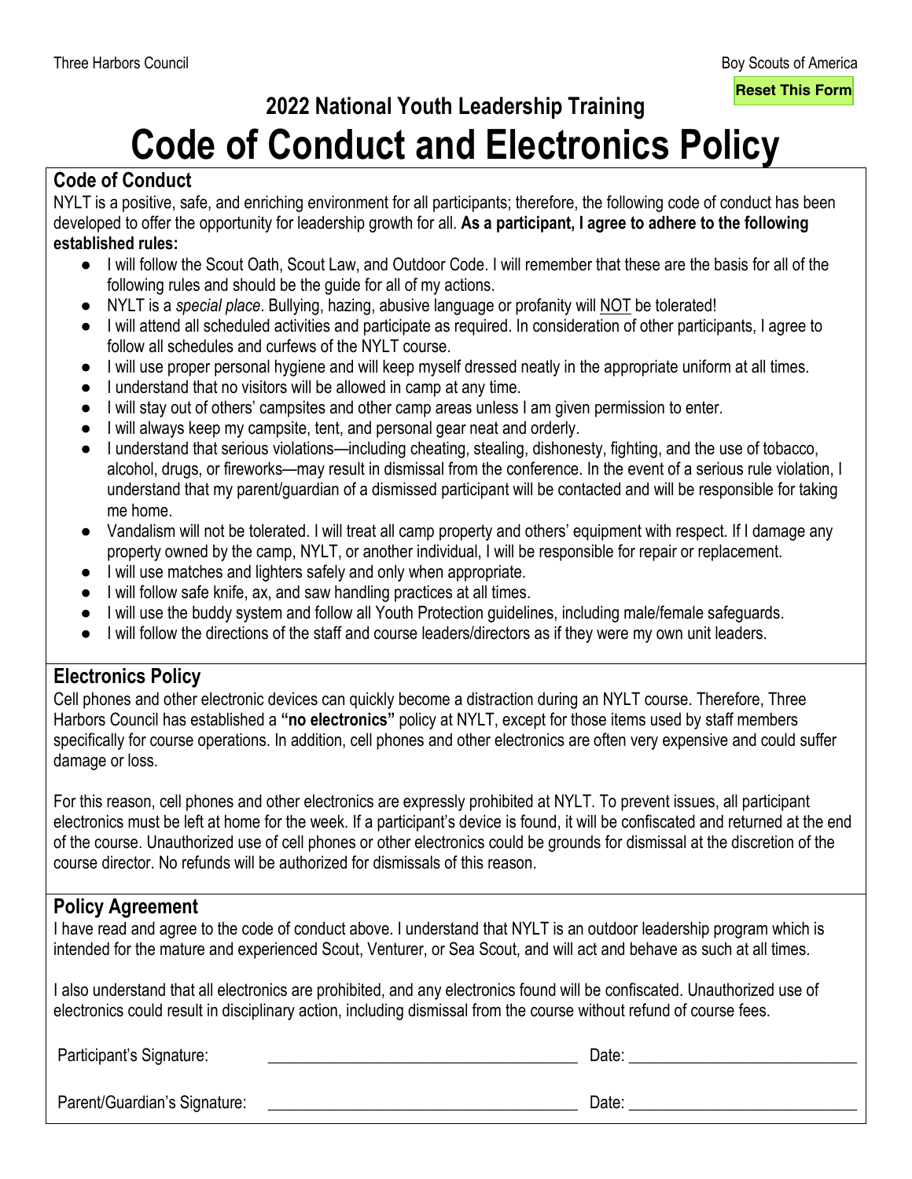Three Harbors Council

Boy Scouts of America

Reset This Form

## 2022 National Youth Leadership Training

# Code of Conduct and Electronics Policy

### Code of Conduct

NYLT is a positive, safe, and enriching environment for all participants; therefore, the following code of conduct has been developed to offer the opportunity for leadership growth for all. **As a participant, I agree to adhere to the following established rules:**

- I will follow the Scout Oath, Scout Law, and Outdoor Code. I will remember that these are the basis for all of the following rules and should be the guide for all of my actions.
- NYLT is a *special place*. Bullying, hazing, abusive language or profanity will NOT be tolerated!
- I will attend all scheduled activities and participate as required. In consideration of other participants, I agree to follow all schedules and curfews of the NYLT course.
- I will use proper personal hygiene and will keep myself dressed neatly in the appropriate uniform at all times.
- I understand that no visitors will be allowed in camp at any time.
- I will stay out of others' campsites and other camp areas unless I am given permission to enter.
- I will always keep my campsite, tent, and personal gear neat and orderly.
- I understand that serious violations—including cheating, stealing, dishonesty, fighting, and the use of tobacco, alcohol, drugs, or fireworks—may result in dismissal from the conference. In the event of a serious rule violation, I understand that my parent/guardian of a dismissed participant will be contacted and will be responsible for taking me home.
- Vandalism will not be tolerated. I will treat all camp property and others' equipment with respect. If I damage any property owned by the camp, NYLT, or another individual, I will be responsible for repair or replacement.
- I will use matches and lighters safely and only when appropriate.
- I will follow safe knife, ax, and saw handling practices at all times.
- I will use the buddy system and follow all Youth Protection guidelines, including male/female safeguards.
- I will follow the directions of the staff and course leaders/directors as if they were my own unit leaders.

### Electronics Policy

Cell phones and other electronic devices can quickly become a distraction during an NYLT course. Therefore, Three Harbors Council has established a **"no electronics"** policy at NYLT, except for those items used by staff members specifically for course operations. In addition, cell phones and other electronics are often very expensive and could suffer damage or loss.

For this reason, cell phones and other electronics are expressly prohibited at NYLT. To prevent issues, all participant electronics must be left at home for the week. If a participant's device is found, it will be confiscated and returned at the end of the course. Unauthorized use of cell phones or other electronics could be grounds for dismissal at the discretion of the course director. No refunds will be authorized for dismissals of this reason.

### Policy Agreement

I have read and agree to the code of conduct above. I understand that NYLT is an outdoor leadership program which is intended for the mature and experienced Scout, Venturer, or Sea Scout, and will act and behave as such at all times.

I also understand that all electronics are prohibited, and any electronics found will be confiscated. Unauthorized use of electronics could result in disciplinary action, including dismissal from the course without refund of course fees.

Participant's Signature: ____________________________________ Date: ___________________________

Parent/Guardian's Signature: ____________________________________ Date: ___________________________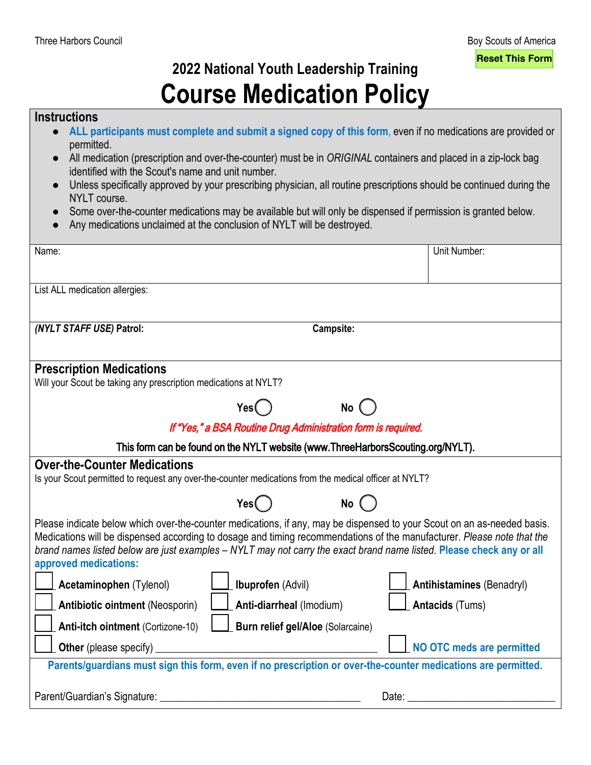Three Harbors Council

Boy Scouts of America

Reset This Form

## 2022 National Youth Leadership Training

# Course Medication Policy

### Instructions

- **ALL participants must complete and submit a signed copy of this form**, even if no medications are provided or permitted.
- All medication (prescription and over-the-counter) must be in *ORIGINAL* containers and placed in a zip-lock bag identified with the Scout's name and unit number.
- Unless specifically approved by your prescribing physician, all routine prescriptions should be continued during the NYLT course.
- Some over-the-counter medications may be available but will only be dispensed if permission is granted below.
- Any medications unclaimed at the conclusion of NYLT will be destroyed.

| Name: | Unit Number: |
|---|---|
| List ALL medication allergies: | |
| ***(NYLT STAFF USE)* Patrol:** | **Campsite:** |

### Prescription Medications

Will your Scout be taking any prescription medications at NYLT?

**Yes** ◯ **No** ◯

*If "Yes," a BSA Routine Drug Administration form is required.*

**This form can be found on the NYLT website (www.ThreeHarborsScouting.org/NYLT).**

### Over-the-Counter Medications

Is your Scout permitted to request any over-the-counter medications from the medical officer at NYLT?

**Yes** ◯ **No** ◯

Please indicate below which over-the-counter medications, if any, may be dispensed to your Scout on an as-needed basis. Medications will be dispensed according to dosage and timing recommendations of the manufacturer. *Please note that the brand names listed below are just examples – NYLT may not carry the exact brand name listed.* **Please check any or all approved medications:**

- ☐ **Acetaminophen** (Tylenol)
- ☐ **Ibuprofen** (Advil)
- ☐ **Antihistamines** (Benadryl)
- ☐ **Antibiotic ointment** (Neosporin)
- ☐ **Anti-diarrheal** (Imodium)
- ☐ **Antacids** (Tums)
- ☐ **Anti-itch ointment** (Cortizone-10)
- ☐ **Burn relief gel/Aloe** (Solarcaine)
- ☐ **Other** (please specify) ________________________________________
- ☐ **NO OTC meds are permitted**

**Parents/guardians must sign this form, even if no prescription or over-the-counter medications are permitted.**

Parent/Guardian's Signature: ____________________________________ Date: ___________________________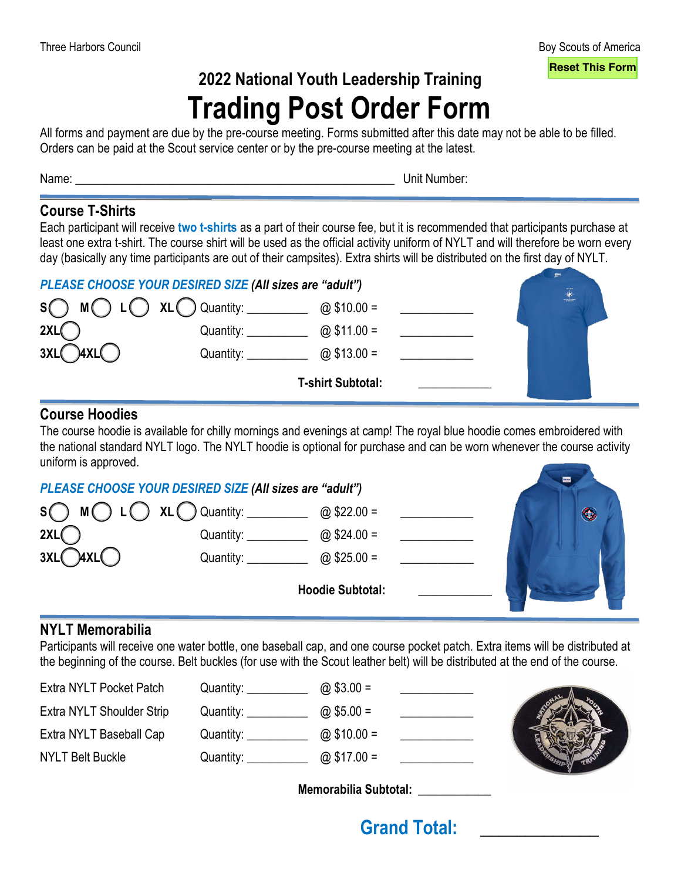Three Harbors Council | Boy Scouts of America

Reset This Form

## 2022 National Youth Leadership Training

# Trading Post Order Form

All forms and payment are due by the pre-course meeting. Forms submitted after this date may not be able to be filled. Orders can be paid at the Scout service center or by the pre-course meeting at the latest.

Name: ______________________________________________ Unit Number:

## Course T-Shirts

Each participant will receive **two t-shirts** as a part of their course fee, but it is recommended that participants purchase at least one extra t-shirt. The course shirt will be used as the official activity uniform of NYLT and will therefore be worn every day (basically any time participants are out of their campsites). Extra shirts will be distributed on the first day of NYLT.

*PLEASE CHOOSE YOUR DESIRED SIZE* ***(All sizes are "adult")***

| Size | Quantity | Price | Total |
|---|---|---|---|
| S ◯ M ◯ L ◯ XL ◯ | Quantity: _________ | @ $10.00 = | ___________ |
| 2XL ◯ | Quantity: _________ | @ $11.00 = | ___________ |
| 3XL ◯ 4XL ◯ | Quantity: _________ | @ $13.00 = | ___________ |
| | | **T-shirt Subtotal:** | ___________ |

## Course Hoodies

The course hoodie is available for chilly mornings and evenings at camp! The royal blue hoodie comes embroidered with the national standard NYLT logo. The NYLT hoodie is optional for purchase and can be worn whenever the course activity uniform is approved.

*PLEASE CHOOSE YOUR DESIRED SIZE* ***(All sizes are "adult")***

| Size | Quantity | Price | Total |
|---|---|---|---|
| S ◯ M ◯ L ◯ XL ◯ | Quantity: _________ | @ $22.00 = | ___________ |
| 2XL ◯ | Quantity: _________ | @ $24.00 = | ___________ |
| 3XL ◯ 4XL ◯ | Quantity: _________ | @ $25.00 = | ___________ |
| | | **Hoodie Subtotal:** | ___________ |

## NYLT Memorabilia

Participants will receive one water bottle, one baseball cap, and one course pocket patch. Extra items will be distributed at the beginning of the course. Belt buckles (for use with the Scout leather belt) will be distributed at the end of the course.

| Item | Quantity | Price | Total |
|---|---|---|---|
| Extra NYLT Pocket Patch | Quantity: _________ | @ $3.00 = | ___________ |
| Extra NYLT Shoulder Strip | Quantity: _________ | @ $5.00 = | ___________ |
| Extra NYLT Baseball Cap | Quantity: _________ | @ $10.00 = | ___________ |
| NYLT Belt Buckle | Quantity: _________ | @ $17.00 = | ___________ |
| | | **Memorabilia Subtotal:** | ___________ |

## Grand Total: _____________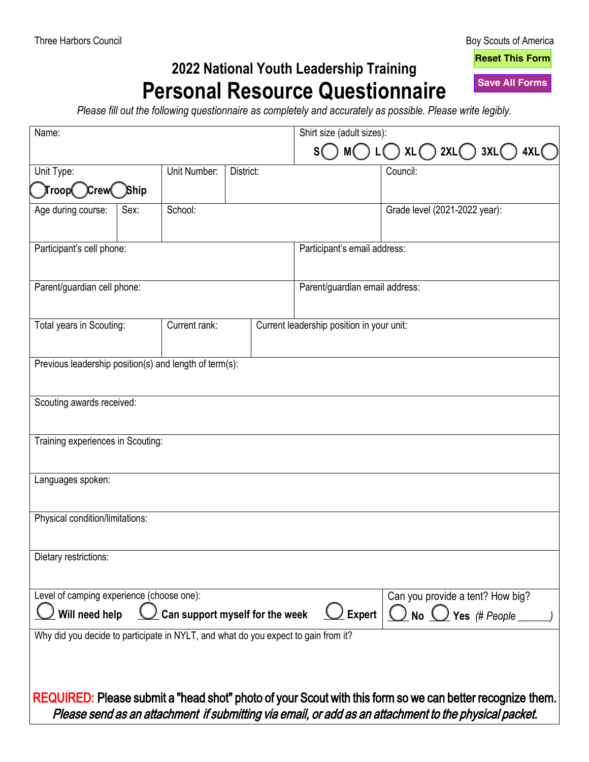Three Harbors Council

Boy Scouts of America

Reset This Form

Save All Forms

## 2022 National Youth Leadership Training

# Personal Resource Questionnaire

*Please fill out the following questionnaire as completely and accurately as possible. Please write legibly.*

| | | | | | |
|---|---|---|---|---|---|
| Name: | | | Shirt size (adult sizes): S ◯ M ◯ L ◯ XL ◯ 2XL ◯ 3XL ◯ 4XL ◯ | | |
| Unit Type: ◯ Troop ◯ Crew ◯ Ship | | Unit Number: | District: | | Council: |
| Age during course: | Sex: | School: | | | Grade level (2021-2022 year): |
| Participant's cell phone: | | | Participant's email address: | | |
| Parent/guardian cell phone: | | | Parent/guardian email address: | | |
| Total years in Scouting: | | Current rank: | Current leadership position in your unit: | | |
| Previous leadership position(s) and length of term(s): | | | | | |
| Scouting awards received: | | | | | |
| Training experiences in Scouting: | | | | | |
| Languages spoken: | | | | | |
| Physical condition/limitations: | | | | | |
| Dietary restrictions: | | | | | |
| Level of camping experience (choose one): ◯ **Will need help** ◯ **Can support myself for the week** ◯ **Expert** | | | | | Can you provide a tent? How big? ◯ **No** ◯ **Yes** *(# People ______)* |
| Why did you decide to participate in NYLT, and what do you expect to gain from it? | | | | | |

**REQUIRED: Please submit a "head shot" photo of your Scout with this form so we can better recognize them.**
***Please send as an attachment if submitting via email, or add as an attachment to the physical packet.***